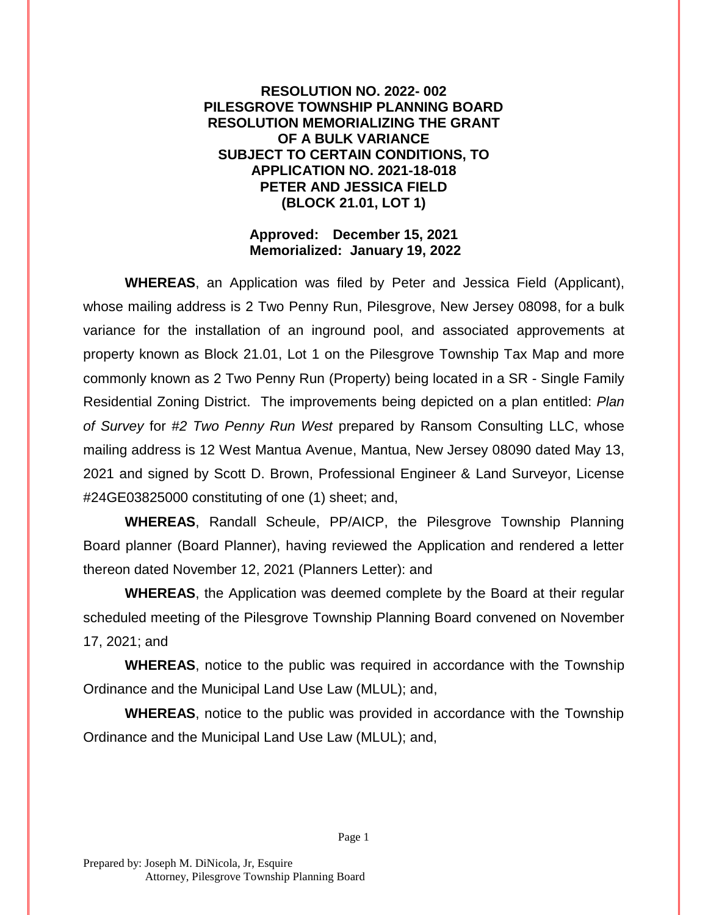**RESOLUTION NO. 2022- 002**
**PILESGROVE TOWNSHIP PLANNING BOARD**
**RESOLUTION MEMORIALIZING THE GRANT**
**OF A BULK VARIANCE**
**SUBJECT TO CERTAIN CONDITIONS, TO**
**APPLICATION NO. 2021-18-018**
**PETER AND JESSICA FIELD**
**(BLOCK 21.01, LOT 1)**

**Approved: December 15, 2021**
**Memorialized: January 19, 2022**

**WHEREAS**, an Application was filed by Peter and Jessica Field (Applicant), whose mailing address is 2 Two Penny Run, Pilesgrove, New Jersey 08098, for a bulk variance for the installation of an inground pool, and associated approvements at property known as Block 21.01, Lot 1 on the Pilesgrove Township Tax Map and more commonly known as 2 Two Penny Run (Property) being located in a SR - Single Family Residential Zoning District. The improvements being depicted on a plan entitled: *Plan of Survey* for *#2 Two Penny Run West* prepared by Ransom Consulting LLC, whose mailing address is 12 West Mantua Avenue, Mantua, New Jersey 08090 dated May 13, 2021 and signed by Scott D. Brown, Professional Engineer & Land Surveyor, License #24GE03825000 constituting of one (1) sheet; and,

**WHEREAS**, Randall Scheule, PP/AICP, the Pilesgrove Township Planning Board planner (Board Planner), having reviewed the Application and rendered a letter thereon dated November 12, 2021 (Planners Letter): and

**WHEREAS**, the Application was deemed complete by the Board at their regular scheduled meeting of the Pilesgrove Township Planning Board convened on November 17, 2021; and

**WHEREAS**, notice to the public was required in accordance with the Township Ordinance and the Municipal Land Use Law (MLUL); and,

**WHEREAS**, notice to the public was provided in accordance with the Township Ordinance and the Municipal Land Use Law (MLUL); and,

Prepared by: Joseph M. DiNicola, Jr, Esquire
Attorney, Pilesgrove Township Planning Board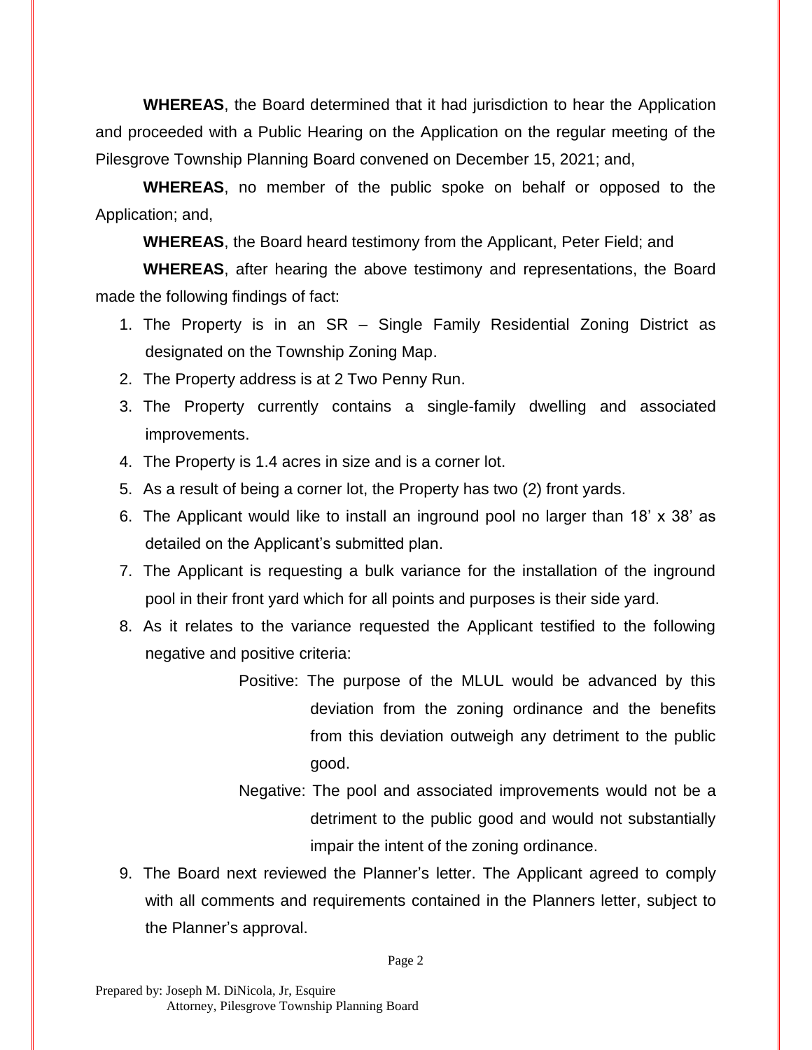**WHEREAS**, the Board determined that it had jurisdiction to hear the Application and proceeded with a Public Hearing on the Application on the regular meeting of the Pilesgrove Township Planning Board convened on December 15, 2021; and,

**WHEREAS**, no member of the public spoke on behalf or opposed to the Application; and,

**WHEREAS**, the Board heard testimony from the Applicant, Peter Field; and

**WHEREAS**, after hearing the above testimony and representations, the Board made the following findings of fact:

1. The Property is in an SR – Single Family Residential Zoning District as designated on the Township Zoning Map.
2. The Property address is at 2 Two Penny Run.
3. The Property currently contains a single-family dwelling and associated improvements.
4. The Property is 1.4 acres in size and is a corner lot.
5. As a result of being a corner lot, the Property has two (2) front yards.
6. The Applicant would like to install an inground pool no larger than 18' x 38' as detailed on the Applicant's submitted plan.
7. The Applicant is requesting a bulk variance for the installation of the inground pool in their front yard which for all points and purposes is their side yard.
8. As it relates to the variance requested the Applicant testified to the following negative and positive criteria:

   Positive: The purpose of the MLUL would be advanced by this deviation from the zoning ordinance and the benefits from this deviation outweigh any detriment to the public good.

   Negative: The pool and associated improvements would not be a detriment to the public good and would not substantially impair the intent of the zoning ordinance.

9. The Board next reviewed the Planner's letter. The Applicant agreed to comply with all comments and requirements contained in the Planners letter, subject to the Planner's approval.

Prepared by: Joseph M. DiNicola, Jr, Esquire
Attorney, Pilesgrove Township Planning Board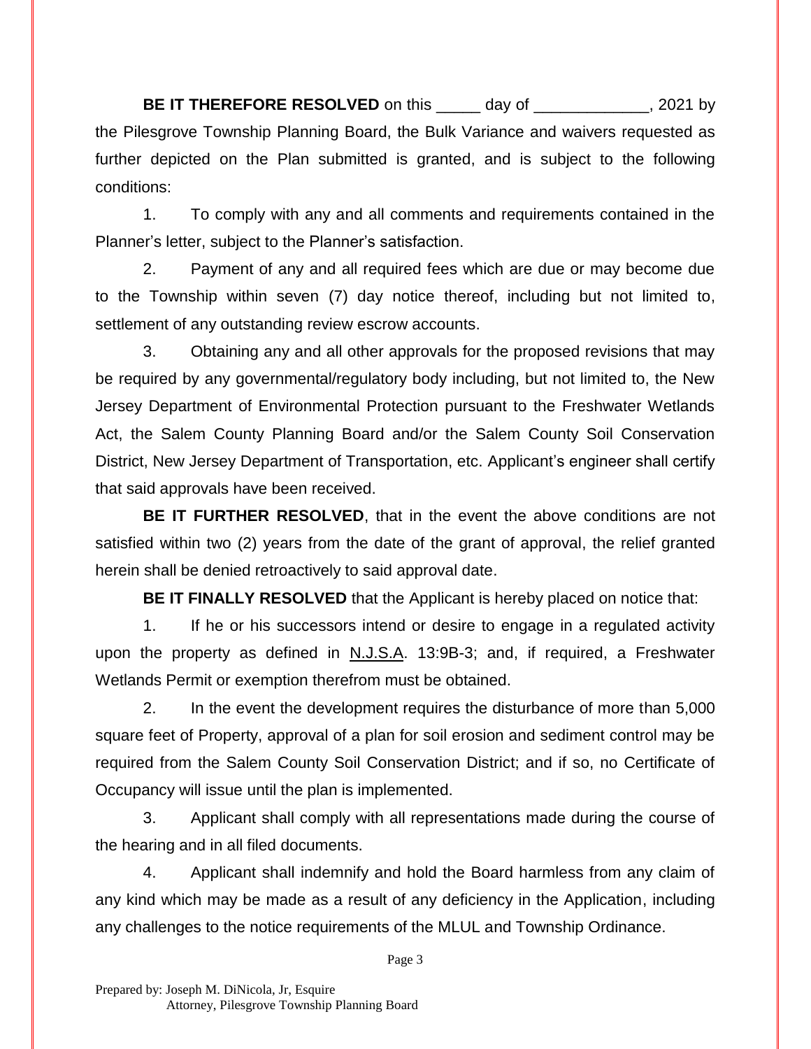**BE IT THEREFORE RESOLVED** on this _____ day of _____________, 2021 by the Pilesgrove Township Planning Board, the Bulk Variance and waivers requested as further depicted on the Plan submitted is granted, and is subject to the following conditions:

1. To comply with any and all comments and requirements contained in the Planner's letter, subject to the Planner's satisfaction.

2. Payment of any and all required fees which are due or may become due to the Township within seven (7) day notice thereof, including but not limited to, settlement of any outstanding review escrow accounts.

3. Obtaining any and all other approvals for the proposed revisions that may be required by any governmental/regulatory body including, but not limited to, the New Jersey Department of Environmental Protection pursuant to the Freshwater Wetlands Act, the Salem County Planning Board and/or the Salem County Soil Conservation District, New Jersey Department of Transportation, etc. Applicant's engineer shall certify that said approvals have been received.

**BE IT FURTHER RESOLVED**, that in the event the above conditions are not satisfied within two (2) years from the date of the grant of approval, the relief granted herein shall be denied retroactively to said approval date.

**BE IT FINALLY RESOLVED** that the Applicant is hereby placed on notice that:

1. If he or his successors intend or desire to engage in a regulated activity upon the property as defined in N.J.S.A. 13:9B-3; and, if required, a Freshwater Wetlands Permit or exemption therefrom must be obtained.

2. In the event the development requires the disturbance of more than 5,000 square feet of Property, approval of a plan for soil erosion and sediment control may be required from the Salem County Soil Conservation District; and if so, no Certificate of Occupancy will issue until the plan is implemented.

3. Applicant shall comply with all representations made during the course of the hearing and in all filed documents.

4. Applicant shall indemnify and hold the Board harmless from any claim of any kind which may be made as a result of any deficiency in the Application, including any challenges to the notice requirements of the MLUL and Township Ordinance.

Prepared by: Joseph M. DiNicola, Jr, Esquire
Attorney, Pilesgrove Township Planning Board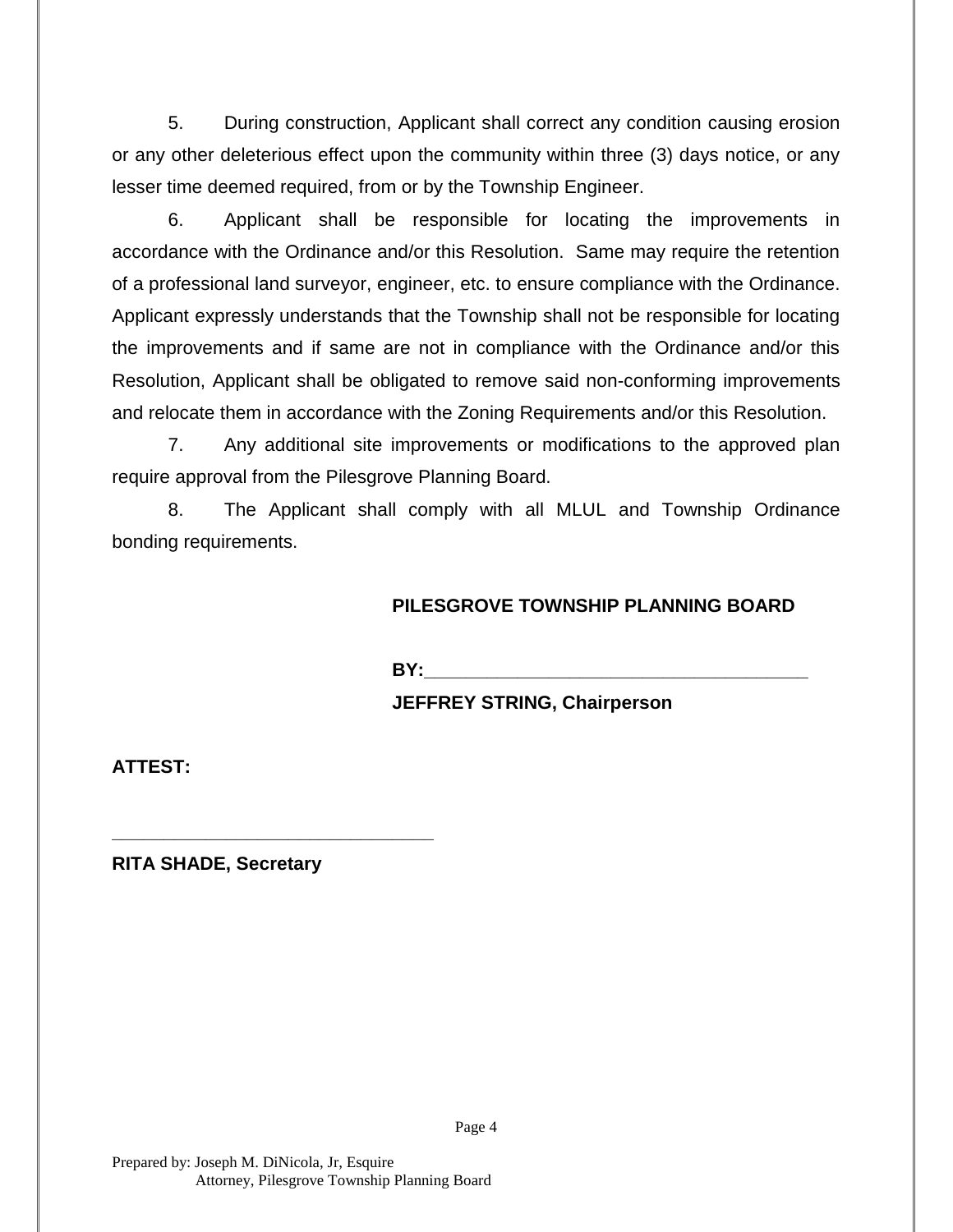5. During construction, Applicant shall correct any condition causing erosion or any other deleterious effect upon the community within three (3) days notice, or any lesser time deemed required, from or by the Township Engineer.

6. Applicant shall be responsible for locating the improvements in accordance with the Ordinance and/or this Resolution. Same may require the retention of a professional land surveyor, engineer, etc. to ensure compliance with the Ordinance. Applicant expressly understands that the Township shall not be responsible for locating the improvements and if same are not in compliance with the Ordinance and/or this Resolution, Applicant shall be obligated to remove said non-conforming improvements and relocate them in accordance with the Zoning Requirements and/or this Resolution.

7. Any additional site improvements or modifications to the approved plan require approval from the Pilesgrove Planning Board.

8. The Applicant shall comply with all MLUL and Township Ordinance bonding requirements.

**PILESGROVE TOWNSHIP PLANNING BOARD**

**BY:**_______________________________________

**JEFFREY STRING, Chairperson**

**ATTEST:**

_________________________________

**RITA SHADE, Secretary**

Prepared by: Joseph M. DiNicola, Jr, Esquire
Attorney, Pilesgrove Township Planning Board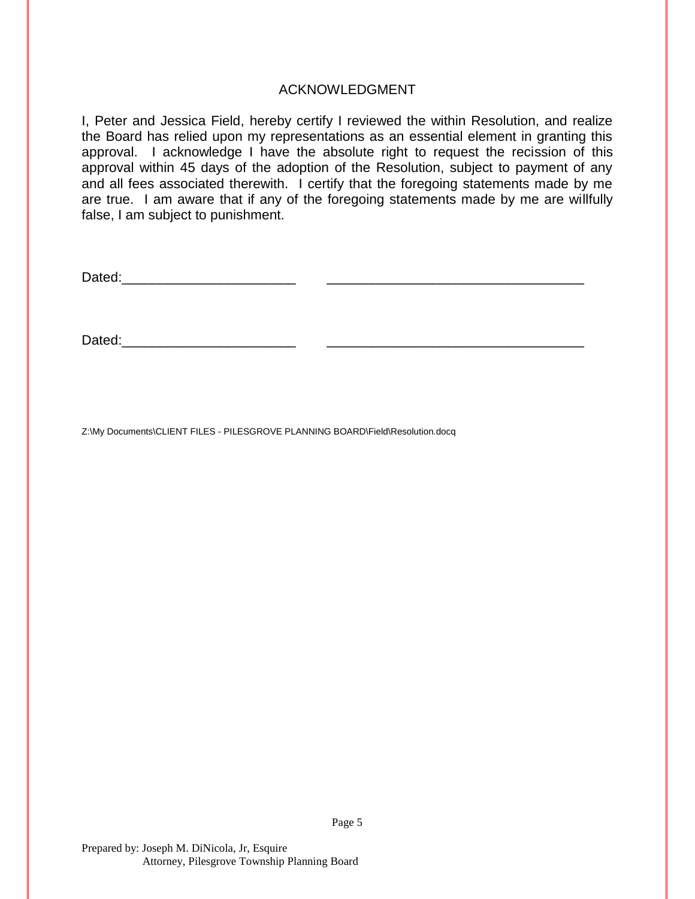## ACKNOWLEDGMENT

I, Peter and Jessica Field, hereby certify I reviewed the within Resolution, and realize the Board has relied upon my representations as an essential element in granting this approval. I acknowledge I have the absolute right to request the recission of this approval within 45 days of the adoption of the Resolution, subject to payment of any and all fees associated therewith. I certify that the foregoing statements made by me are true. I am aware that if any of the foregoing statements made by me are willfully false, I am subject to punishment.

Dated:_______________________ _________________________________

Dated:_______________________ _________________________________

Z:\My Documents\CLIENT FILES - PILESGROVE PLANNING BOARD\Field\Resolution.docq

Prepared by: Joseph M. DiNicola, Jr, Esquire
Attorney, Pilesgrove Township Planning Board